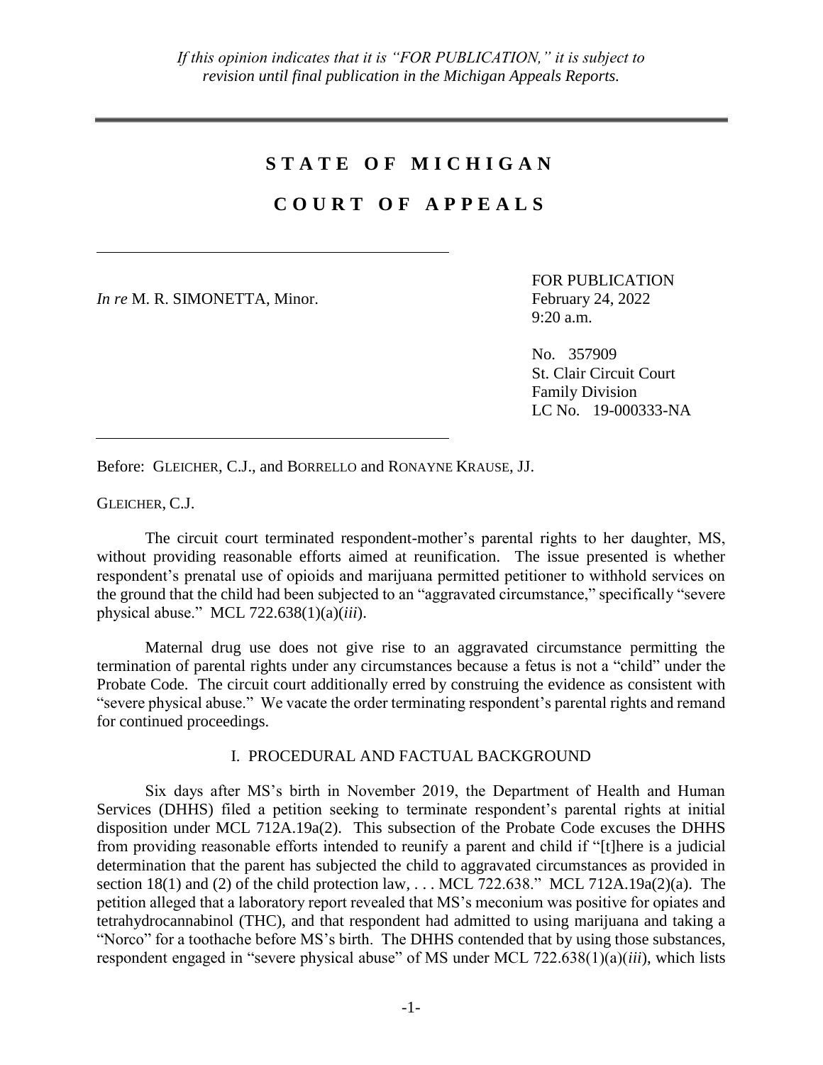*If this opinion indicates that it is "FOR PUBLICATION," it is subject to revision until final publication in the Michigan Appeals Reports.*

# STATE OF MICHIGAN

# COURT OF APPEALS

---

*In re* M. R. SIMONETTA, Minor.

FOR PUBLICATION
February 24, 2022
9:20 a.m.

No. 357909
St. Clair Circuit Court
Family Division
LC No. 19-000333-NA

---

Before: GLEICHER, C.J., and BORRELLO and RONAYNE KRAUSE, JJ.

GLEICHER, C.J.

The circuit court terminated respondent-mother's parental rights to her daughter, MS, without providing reasonable efforts aimed at reunification. The issue presented is whether respondent's prenatal use of opioids and marijuana permitted petitioner to withhold services on the ground that the child had been subjected to an "aggravated circumstance," specifically "severe physical abuse." MCL 722.638(1)(a)(*iii*).

Maternal drug use does not give rise to an aggravated circumstance permitting the termination of parental rights under any circumstances because a fetus is not a "child" under the Probate Code. The circuit court additionally erred by construing the evidence as consistent with "severe physical abuse." We vacate the order terminating respondent's parental rights and remand for continued proceedings.

## I. PROCEDURAL AND FACTUAL BACKGROUND

Six days after MS's birth in November 2019, the Department of Health and Human Services (DHHS) filed a petition seeking to terminate respondent's parental rights at initial disposition under MCL 712A.19a(2). This subsection of the Probate Code excuses the DHHS from providing reasonable efforts intended to reunify a parent and child if "[t]here is a judicial determination that the parent has subjected the child to aggravated circumstances as provided in section 18(1) and (2) of the child protection law, . . . MCL 722.638." MCL 712A.19a(2)(a). The petition alleged that a laboratory report revealed that MS's meconium was positive for opiates and tetrahydrocannabinol (THC), and that respondent had admitted to using marijuana and taking a "Norco" for a toothache before MS's birth. The DHHS contended that by using those substances, respondent engaged in "severe physical abuse" of MS under MCL 722.638(1)(a)(*iii*), which lists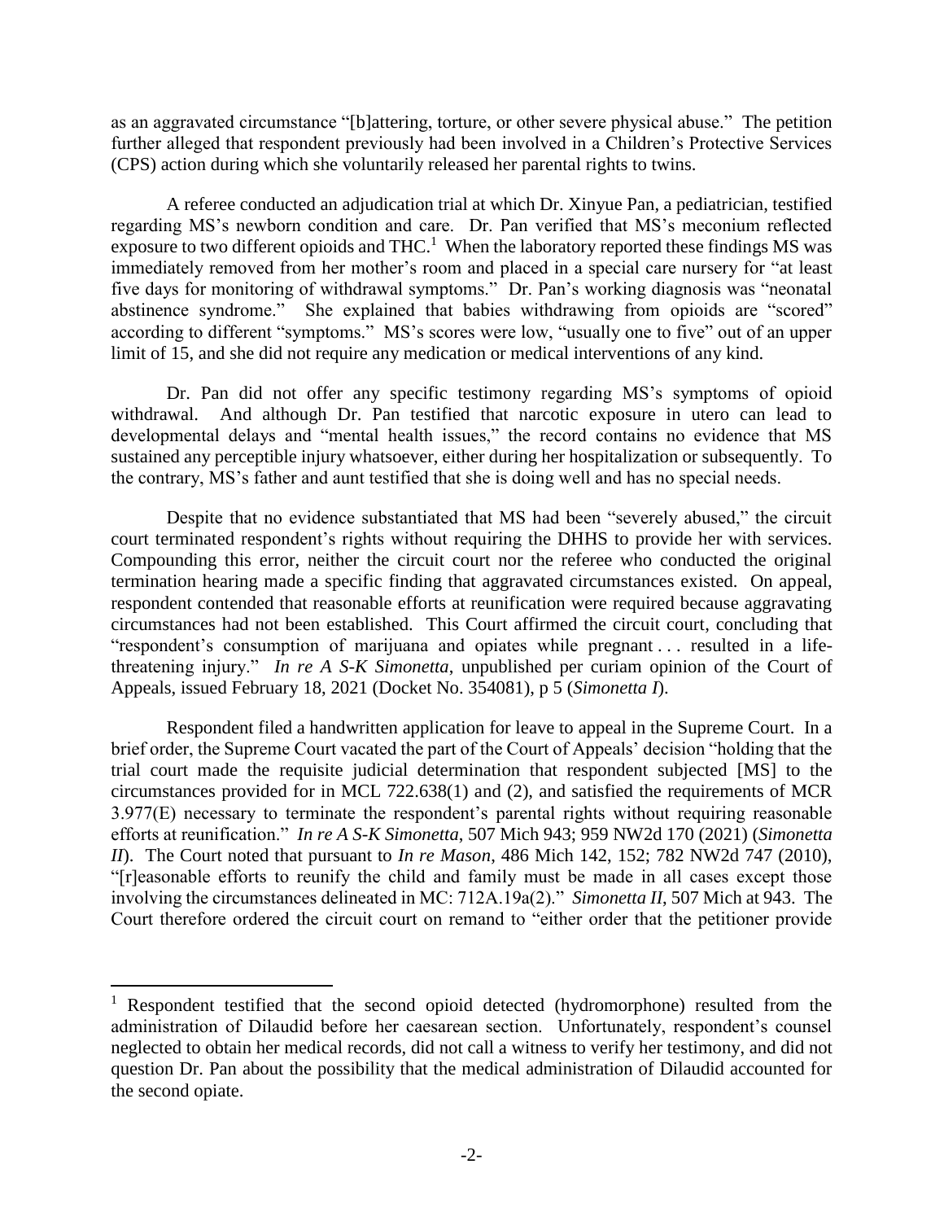as an aggravated circumstance "[b]attering, torture, or other severe physical abuse." The petition further alleged that respondent previously had been involved in a Children's Protective Services (CPS) action during which she voluntarily released her parental rights to twins.

A referee conducted an adjudication trial at which Dr. Xinyue Pan, a pediatrician, testified regarding MS's newborn condition and care. Dr. Pan verified that MS's meconium reflected exposure to two different opioids and THC.[1] When the laboratory reported these findings MS was immediately removed from her mother's room and placed in a special care nursery for "at least five days for monitoring of withdrawal symptoms." Dr. Pan's working diagnosis was "neonatal abstinence syndrome." She explained that babies withdrawing from opioids are "scored" according to different "symptoms." MS's scores were low, "usually one to five" out of an upper limit of 15, and she did not require any medication or medical interventions of any kind.

Dr. Pan did not offer any specific testimony regarding MS's symptoms of opioid withdrawal. And although Dr. Pan testified that narcotic exposure in utero can lead to developmental delays and "mental health issues," the record contains no evidence that MS sustained any perceptible injury whatsoever, either during her hospitalization or subsequently. To the contrary, MS's father and aunt testified that she is doing well and has no special needs.

Despite that no evidence substantiated that MS had been "severely abused," the circuit court terminated respondent's rights without requiring the DHHS to provide her with services. Compounding this error, neither the circuit court nor the referee who conducted the original termination hearing made a specific finding that aggravated circumstances existed. On appeal, respondent contended that reasonable efforts at reunification were required because aggravating circumstances had not been established. This Court affirmed the circuit court, concluding that "respondent's consumption of marijuana and opiates while pregnant . . . resulted in a life-threatening injury." *In re A S-K Simonetta*, unpublished per curiam opinion of the Court of Appeals, issued February 18, 2021 (Docket No. 354081), p 5 (*Simonetta I*).

Respondent filed a handwritten application for leave to appeal in the Supreme Court. In a brief order, the Supreme Court vacated the part of the Court of Appeals' decision "holding that the trial court made the requisite judicial determination that respondent subjected [MS] to the circumstances provided for in MCL 722.638(1) and (2), and satisfied the requirements of MCR 3.977(E) necessary to terminate the respondent's parental rights without requiring reasonable efforts at reunification." *In re A S-K Simonetta*, 507 Mich 943; 959 NW2d 170 (2021) (*Simonetta II*). The Court noted that pursuant to *In re Mason*, 486 Mich 142, 152; 782 NW2d 747 (2010), "[r]easonable efforts to reunify the child and family must be made in all cases except those involving the circumstances delineated in MC: 712A.19a(2)." *Simonetta II*, 507 Mich at 943. The Court therefore ordered the circuit court on remand to "either order that the petitioner provide

---

[1] Respondent testified that the second opioid detected (hydromorphone) resulted from the administration of Dilaudid before her caesarean section. Unfortunately, respondent's counsel neglected to obtain her medical records, did not call a witness to verify her testimony, and did not question Dr. Pan about the possibility that the medical administration of Dilaudid accounted for the second opiate.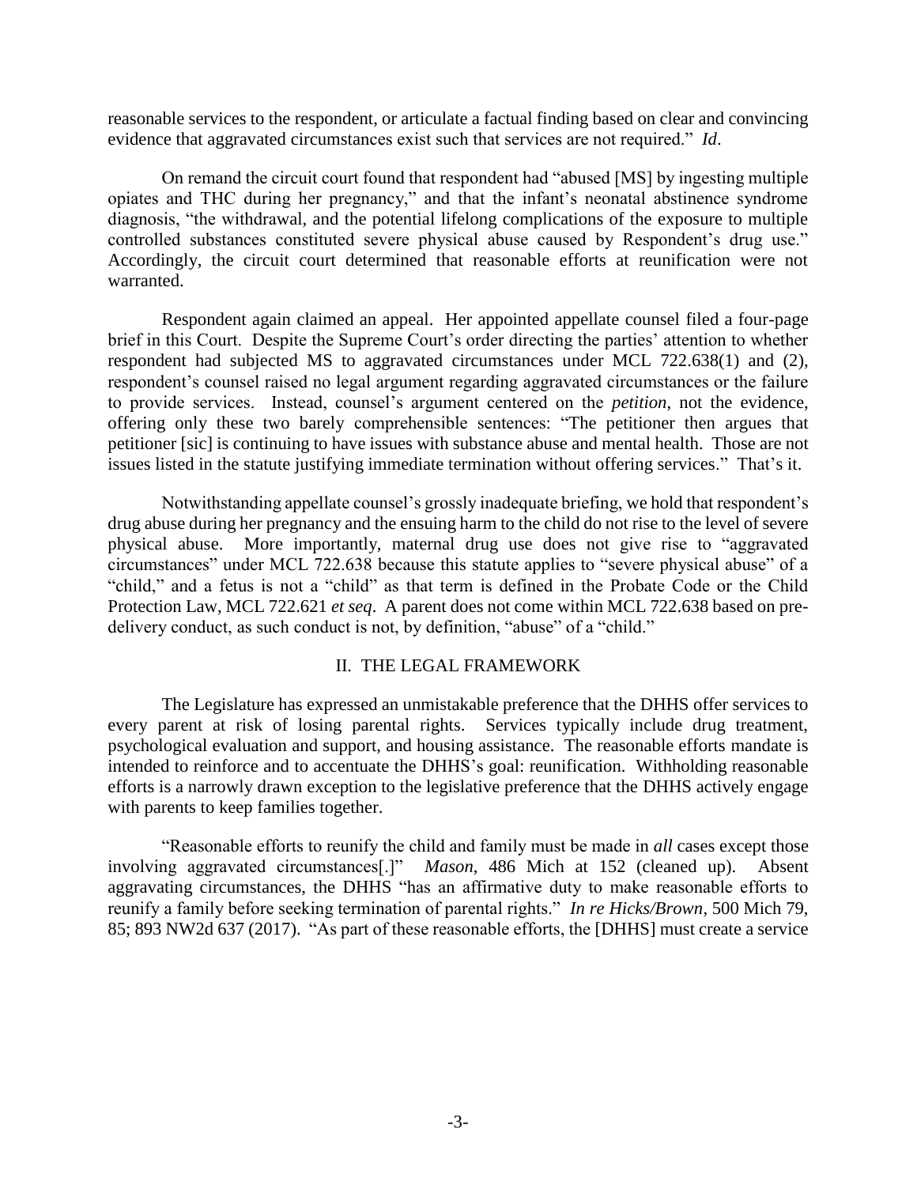reasonable services to the respondent, or articulate a factual finding based on clear and convincing evidence that aggravated circumstances exist such that services are not required." *Id*.

On remand the circuit court found that respondent had "abused [MS] by ingesting multiple opiates and THC during her pregnancy," and that the infant's neonatal abstinence syndrome diagnosis, "the withdrawal, and the potential lifelong complications of the exposure to multiple controlled substances constituted severe physical abuse caused by Respondent's drug use." Accordingly, the circuit court determined that reasonable efforts at reunification were not warranted.

Respondent again claimed an appeal. Her appointed appellate counsel filed a four-page brief in this Court. Despite the Supreme Court's order directing the parties' attention to whether respondent had subjected MS to aggravated circumstances under MCL 722.638(1) and (2), respondent's counsel raised no legal argument regarding aggravated circumstances or the failure to provide services. Instead, counsel's argument centered on the *petition*, not the evidence, offering only these two barely comprehensible sentences: "The petitioner then argues that petitioner [sic] is continuing to have issues with substance abuse and mental health. Those are not issues listed in the statute justifying immediate termination without offering services." That's it.

Notwithstanding appellate counsel's grossly inadequate briefing, we hold that respondent's drug abuse during her pregnancy and the ensuing harm to the child do not rise to the level of severe physical abuse. More importantly, maternal drug use does not give rise to "aggravated circumstances" under MCL 722.638 because this statute applies to "severe physical abuse" of a "child," and a fetus is not a "child" as that term is defined in the Probate Code or the Child Protection Law, MCL 722.621 *et seq*. A parent does not come within MCL 722.638 based on pre-delivery conduct, as such conduct is not, by definition, "abuse" of a "child."

## II. THE LEGAL FRAMEWORK

The Legislature has expressed an unmistakable preference that the DHHS offer services to every parent at risk of losing parental rights. Services typically include drug treatment, psychological evaluation and support, and housing assistance. The reasonable efforts mandate is intended to reinforce and to accentuate the DHHS's goal: reunification. Withholding reasonable efforts is a narrowly drawn exception to the legislative preference that the DHHS actively engage with parents to keep families together.

"Reasonable efforts to reunify the child and family must be made in *all* cases except those involving aggravated circumstances[.]" *Mason*, 486 Mich at 152 (cleaned up). Absent aggravating circumstances, the DHHS "has an affirmative duty to make reasonable efforts to reunify a family before seeking termination of parental rights." *In re Hicks/Brown*, 500 Mich 79, 85; 893 NW2d 637 (2017). "As part of these reasonable efforts, the [DHHS] must create a service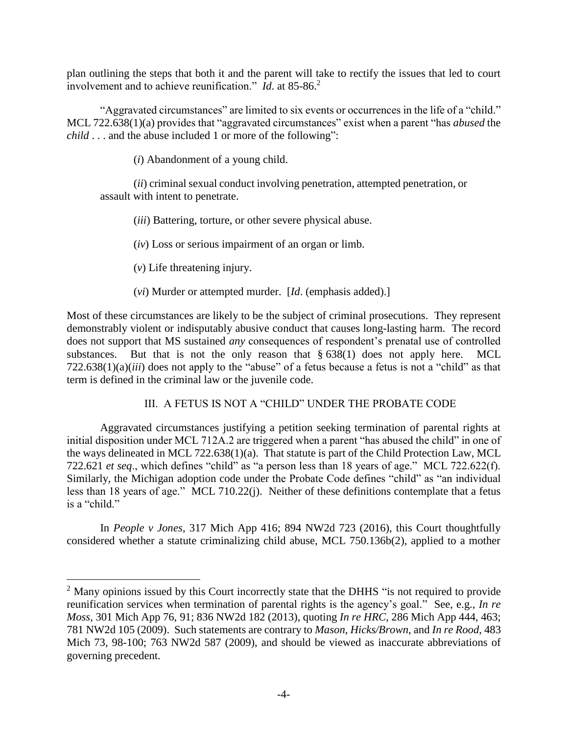plan outlining the steps that both it and the parent will take to rectify the issues that led to court involvement and to achieve reunification." *Id*. at 85-86.[2]

"Aggravated circumstances" are limited to six events or occurrences in the life of a "child." MCL 722.638(1)(a) provides that "aggravated circumstances" exist when a parent "has *abused* the *child* . . . and the abuse included 1 or more of the following":

> (*i*) Abandonment of a young child.
>
> (*ii*) criminal sexual conduct involving penetration, attempted penetration, or assault with intent to penetrate.
>
> (*iii*) Battering, torture, or other severe physical abuse.
>
> (*iv*) Loss or serious impairment of an organ or limb.
>
> (*v*) Life threatening injury.
>
> (*vi*) Murder or attempted murder. [*Id*. (emphasis added).]

Most of these circumstances are likely to be the subject of criminal prosecutions. They represent demonstrably violent or indisputably abusive conduct that causes long-lasting harm. The record does not support that MS sustained *any* consequences of respondent's prenatal use of controlled substances. But that is not the only reason that § 638(1) does not apply here. MCL 722.638(1)(a)(*iii*) does not apply to the "abuse" of a fetus because a fetus is not a "child" as that term is defined in the criminal law or the juvenile code.

## III. A FETUS IS NOT A "CHILD" UNDER THE PROBATE CODE

Aggravated circumstances justifying a petition seeking termination of parental rights at initial disposition under MCL 712A.2 are triggered when a parent "has abused the child" in one of the ways delineated in MCL 722.638(1)(a). That statute is part of the Child Protection Law, MCL 722.621 *et seq*., which defines "child" as "a person less than 18 years of age." MCL 722.622(f). Similarly, the Michigan adoption code under the Probate Code defines "child" as "an individual less than 18 years of age." MCL 710.22(j). Neither of these definitions contemplate that a fetus is a "child."

In *People v Jones*, 317 Mich App 416; 894 NW2d 723 (2016), this Court thoughtfully considered whether a statute criminalizing child abuse, MCL 750.136b(2), applied to a mother

---

[2] Many opinions issued by this Court incorrectly state that the DHHS "is not required to provide reunification services when termination of parental rights is the agency's goal." See, e.g., *In re Moss*, 301 Mich App 76, 91; 836 NW2d 182 (2013), quoting *In re HRC*, 286 Mich App 444, 463; 781 NW2d 105 (2009). Such statements are contrary to *Mason*, *Hicks/Brown*, and *In re Rood*, 483 Mich 73, 98-100; 763 NW2d 587 (2009), and should be viewed as inaccurate abbreviations of governing precedent.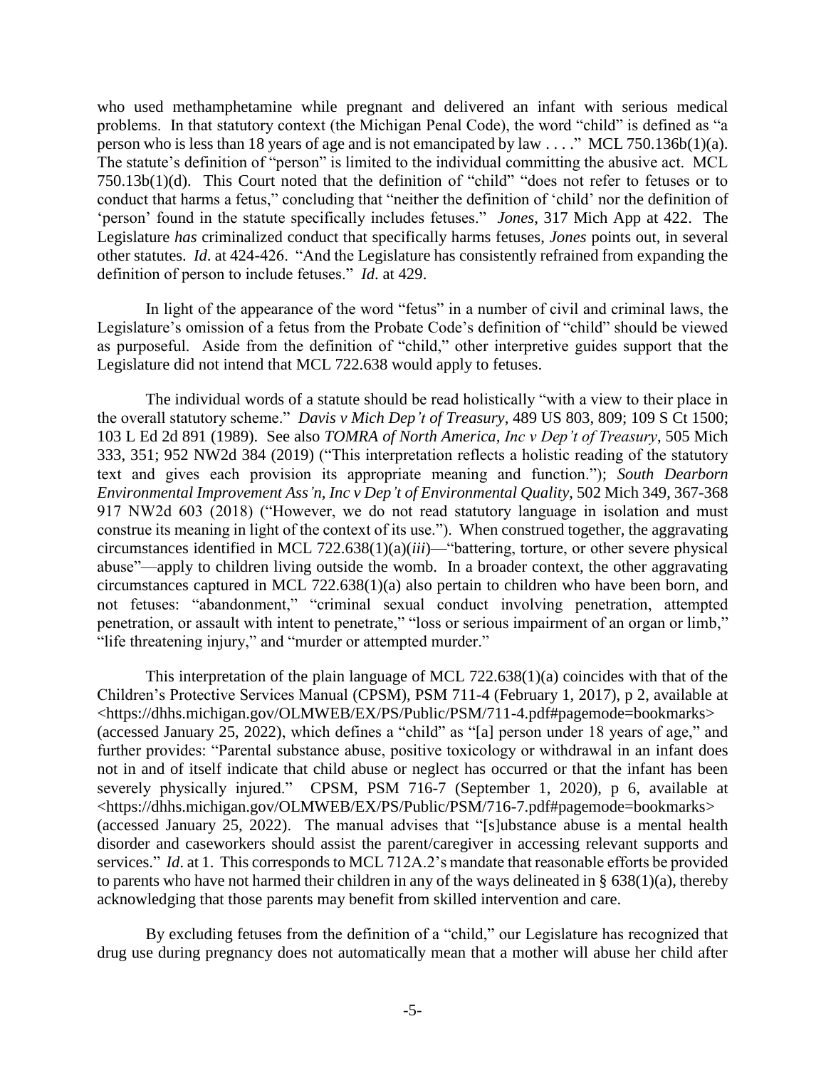who used methamphetamine while pregnant and delivered an infant with serious medical problems. In that statutory context (the Michigan Penal Code), the word "child" is defined as "a person who is less than 18 years of age and is not emancipated by law . . . ." MCL 750.136b(1)(a). The statute's definition of "person" is limited to the individual committing the abusive act. MCL 750.13b(1)(d). This Court noted that the definition of "child" "does not refer to fetuses or to conduct that harms a fetus," concluding that "neither the definition of 'child' nor the definition of 'person' found in the statute specifically includes fetuses." *Jones*, 317 Mich App at 422. The Legislature *has* criminalized conduct that specifically harms fetuses, *Jones* points out, in several other statutes. *Id*. at 424-426. "And the Legislature has consistently refrained from expanding the definition of person to include fetuses." *Id*. at 429.

In light of the appearance of the word "fetus" in a number of civil and criminal laws, the Legislature's omission of a fetus from the Probate Code's definition of "child" should be viewed as purposeful. Aside from the definition of "child," other interpretive guides support that the Legislature did not intend that MCL 722.638 would apply to fetuses.

The individual words of a statute should be read holistically "with a view to their place in the overall statutory scheme." *Davis v Mich Dep't of Treasury*, 489 US 803, 809; 109 S Ct 1500; 103 L Ed 2d 891 (1989). See also *TOMRA of North America, Inc v Dep't of Treasury*, 505 Mich 333, 351; 952 NW2d 384 (2019) ("This interpretation reflects a holistic reading of the statutory text and gives each provision its appropriate meaning and function."); *South Dearborn Environmental Improvement Ass'n, Inc v Dep't of Environmental Quality*, 502 Mich 349, 367-368 917 NW2d 603 (2018) ("However, we do not read statutory language in isolation and must construe its meaning in light of the context of its use."). When construed together, the aggravating circumstances identified in MCL 722.638(1)(a)(*iii*)—"battering, torture, or other severe physical abuse"—apply to children living outside the womb. In a broader context, the other aggravating circumstances captured in MCL 722.638(1)(a) also pertain to children who have been born, and not fetuses: "abandonment," "criminal sexual conduct involving penetration, attempted penetration, or assault with intent to penetrate," "loss or serious impairment of an organ or limb," "life threatening injury," and "murder or attempted murder."

This interpretation of the plain language of MCL 722.638(1)(a) coincides with that of the Children's Protective Services Manual (CPSM), PSM 711-4 (February 1, 2017), p 2, available at <https://dhhs.michigan.gov/OLMWEB/EX/PS/Public/PSM/711-4.pdf#pagemode=bookmarks> (accessed January 25, 2022), which defines a "child" as "[a] person under 18 years of age," and further provides: "Parental substance abuse, positive toxicology or withdrawal in an infant does not in and of itself indicate that child abuse or neglect has occurred or that the infant has been severely physically injured." CPSM, PSM 716-7 (September 1, 2020), p 6, available at <https://dhhs.michigan.gov/OLMWEB/EX/PS/Public/PSM/716-7.pdf#pagemode=bookmarks> (accessed January 25, 2022). The manual advises that "[s]ubstance abuse is a mental health disorder and caseworkers should assist the parent/caregiver in accessing relevant supports and services." *Id*. at 1. This corresponds to MCL 712A.2's mandate that reasonable efforts be provided to parents who have not harmed their children in any of the ways delineated in § 638(1)(a), thereby acknowledging that those parents may benefit from skilled intervention and care.

By excluding fetuses from the definition of a "child," our Legislature has recognized that drug use during pregnancy does not automatically mean that a mother will abuse her child after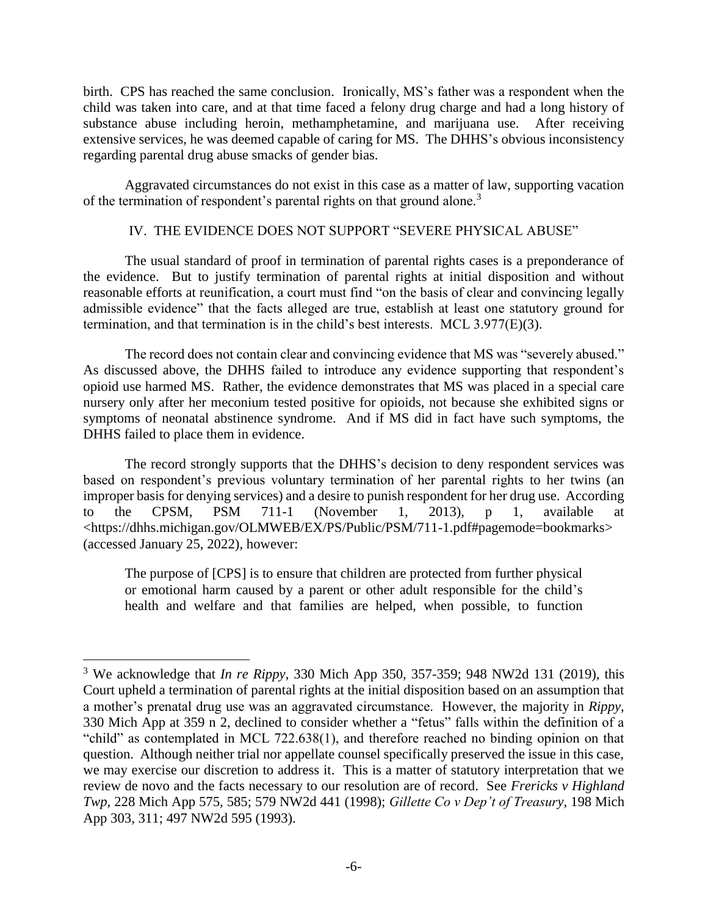birth. CPS has reached the same conclusion. Ironically, MS's father was a respondent when the child was taken into care, and at that time faced a felony drug charge and had a long history of substance abuse including heroin, methamphetamine, and marijuana use. After receiving extensive services, he was deemed capable of caring for MS. The DHHS's obvious inconsistency regarding parental drug abuse smacks of gender bias.

Aggravated circumstances do not exist in this case as a matter of law, supporting vacation of the termination of respondent's parental rights on that ground alone.[3]

## IV. THE EVIDENCE DOES NOT SUPPORT "SEVERE PHYSICAL ABUSE"

The usual standard of proof in termination of parental rights cases is a preponderance of the evidence. But to justify termination of parental rights at initial disposition and without reasonable efforts at reunification, a court must find "on the basis of clear and convincing legally admissible evidence" that the facts alleged are true, establish at least one statutory ground for termination, and that termination is in the child's best interests. MCL 3.977(E)(3).

The record does not contain clear and convincing evidence that MS was "severely abused." As discussed above, the DHHS failed to introduce any evidence supporting that respondent's opioid use harmed MS. Rather, the evidence demonstrates that MS was placed in a special care nursery only after her meconium tested positive for opioids, not because she exhibited signs or symptoms of neonatal abstinence syndrome. And if MS did in fact have such symptoms, the DHHS failed to place them in evidence.

The record strongly supports that the DHHS's decision to deny respondent services was based on respondent's previous voluntary termination of her parental rights to her twins (an improper basis for denying services) and a desire to punish respondent for her drug use. According to the CPSM, PSM 711-1 (November 1, 2013), p 1, available at <https://dhhs.michigan.gov/OLMWEB/EX/PS/Public/PSM/711-1.pdf#pagemode=bookmarks> (accessed January 25, 2022), however:

> The purpose of [CPS] is to ensure that children are protected from further physical or emotional harm caused by a parent or other adult responsible for the child's health and welfare and that families are helped, when possible, to function

---

[3] We acknowledge that *In re Rippy*, 330 Mich App 350, 357-359; 948 NW2d 131 (2019), this Court upheld a termination of parental rights at the initial disposition based on an assumption that a mother's prenatal drug use was an aggravated circumstance. However, the majority in *Rippy*, 330 Mich App at 359 n 2, declined to consider whether a "fetus" falls within the definition of a "child" as contemplated in MCL 722.638(1), and therefore reached no binding opinion on that question. Although neither trial nor appellate counsel specifically preserved the issue in this case, we may exercise our discretion to address it. This is a matter of statutory interpretation that we review de novo and the facts necessary to our resolution are of record. See *Frericks v Highland Twp*, 228 Mich App 575, 585; 579 NW2d 441 (1998); *Gillette Co v Dep't of Treasury*, 198 Mich App 303, 311; 497 NW2d 595 (1993).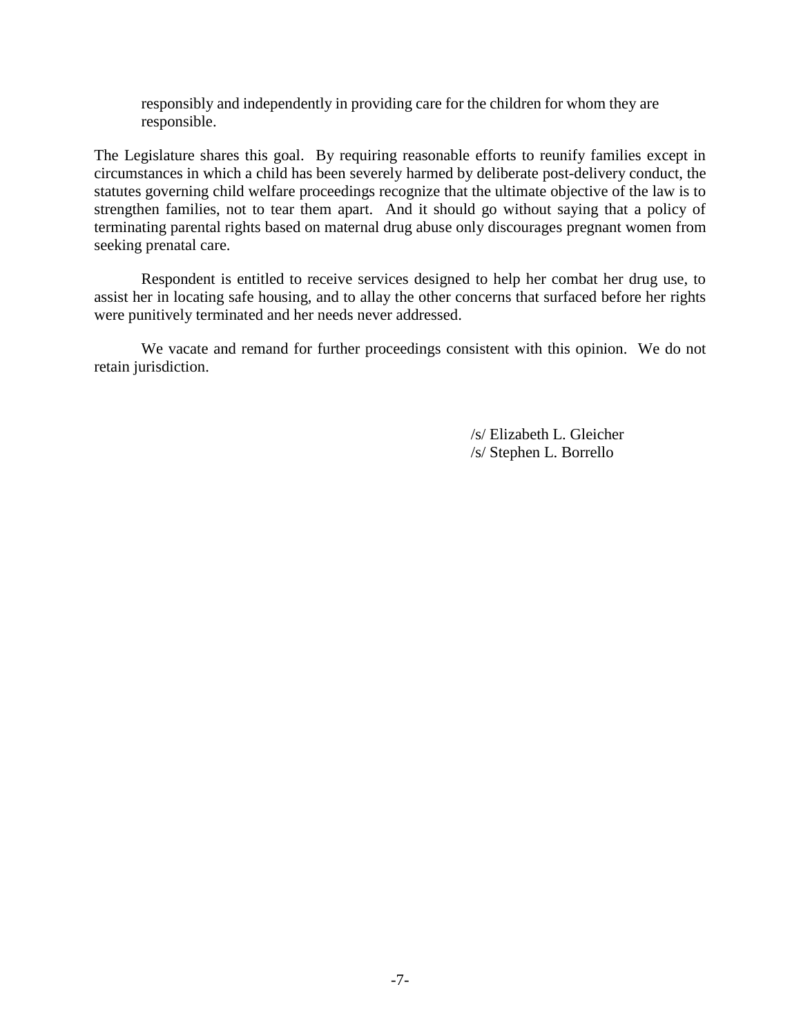> responsibly and independently in providing care for the children for whom they are responsible.

The Legislature shares this goal. By requiring reasonable efforts to reunify families except in circumstances in which a child has been severely harmed by deliberate post-delivery conduct, the statutes governing child welfare proceedings recognize that the ultimate objective of the law is to strengthen families, not to tear them apart. And it should go without saying that a policy of terminating parental rights based on maternal drug abuse only discourages pregnant women from seeking prenatal care.

Respondent is entitled to receive services designed to help her combat her drug use, to assist her in locating safe housing, and to allay the other concerns that surfaced before her rights were punitively terminated and her needs never addressed.

We vacate and remand for further proceedings consistent with this opinion. We do not retain jurisdiction.

/s/ Elizabeth L. Gleicher
/s/ Stephen L. Borrello